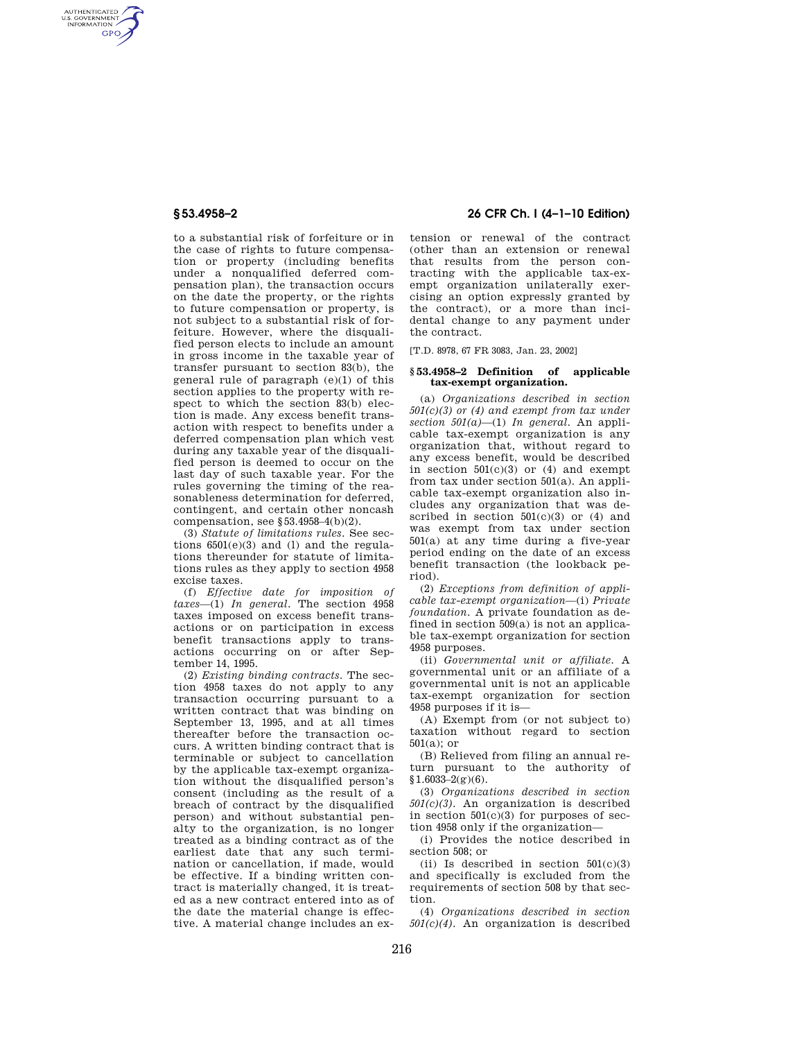to a substantial risk of forfeiture or in the case of rights to future compensation or property (including benefits under a nonqualified deferred compensation plan), the transaction occurs on the date the property, or the rights to future compensation or property, is not subject to a substantial risk of forfeiture. However, where the disqualified person elects to include an amount in gross income in the taxable year of transfer pursuant to section 83(b), the general rule of paragraph (e)(1) of this section applies to the property with respect to which the section 83(b) election is made. Any excess benefit transaction with respect to benefits under a deferred compensation plan which vest during any taxable year of the disqualified person is deemed to occur on the last day of such taxable year. For the rules governing the timing of the reasonableness determination for deferred, contingent, and certain other noncash compensation, see §53.4958–4(b)(2).

(3) *Statute of limitations rules.* See sections 6501(e)(3) and (l) and the regulations thereunder for statute of limitations rules as they apply to section 4958 excise taxes.

(f) *Effective date for imposition of taxes*—(1) *In general.* The section 4958 taxes imposed on excess benefit transactions or on participation in excess benefit transactions apply to transactions occurring on or after September 14, 1995.

(2) *Existing binding contracts.* The section 4958 taxes do not apply to any transaction occurring pursuant to a written contract that was binding on September 13, 1995, and at all times thereafter before the transaction occurs. A written binding contract that is terminable or subject to cancellation by the applicable tax-exempt organization without the disqualified person's consent (including as the result of a breach of contract by the disqualified person) and without substantial penalty to the organization, is no longer treated as a binding contract as of the earliest date that any such termination or cancellation, if made, would be effective. If a binding written contract is materially changed, it is treated as a new contract entered into as of the date the material change is effective. A material change includes an extension or renewal of the contract (other than an extension or renewal that results from the person contracting with the applicable tax-exempt organization unilaterally exercising an option expressly granted by the contract), or a more than incidental change to any payment under the contract.

[T.D. 8978, 67 FR 3083, Jan. 23, 2002]

## §53.4958–2 Definition of applicable tax-exempt organization.

(a) *Organizations described in section 501(c)(3) or (4) and exempt from tax under section 501(a)*—(1) *In general.* An applicable tax-exempt organization is any organization that, without regard to any excess benefit, would be described in section 501(c)(3) or (4) and exempt from tax under section 501(a). An applicable tax-exempt organization also includes any organization that was described in section 501(c)(3) or (4) and was exempt from tax under section 501(a) at any time during a five-year period ending on the date of an excess benefit transaction (the lookback period).

(2) *Exceptions from definition of applicable tax-exempt organization*—(i) *Private foundation.* A private foundation as defined in section 509(a) is not an applicable tax-exempt organization for section 4958 purposes.

(ii) *Governmental unit or affiliate.* A governmental unit or an affiliate of a governmental unit is not an applicable tax-exempt organization for section 4958 purposes if it is—

(A) Exempt from (or not subject to) taxation without regard to section 501(a); or

(B) Relieved from filing an annual return pursuant to the authority of §1.6033–2(g)(6).

(3) *Organizations described in section 501(c)(3).* An organization is described in section 501(c)(3) for purposes of section 4958 only if the organization—

(i) Provides the notice described in section 508; or

(ii) Is described in section 501(c)(3) and specifically is excluded from the requirements of section 508 by that section.

(4) *Organizations described in section 501(c)(4).* An organization is described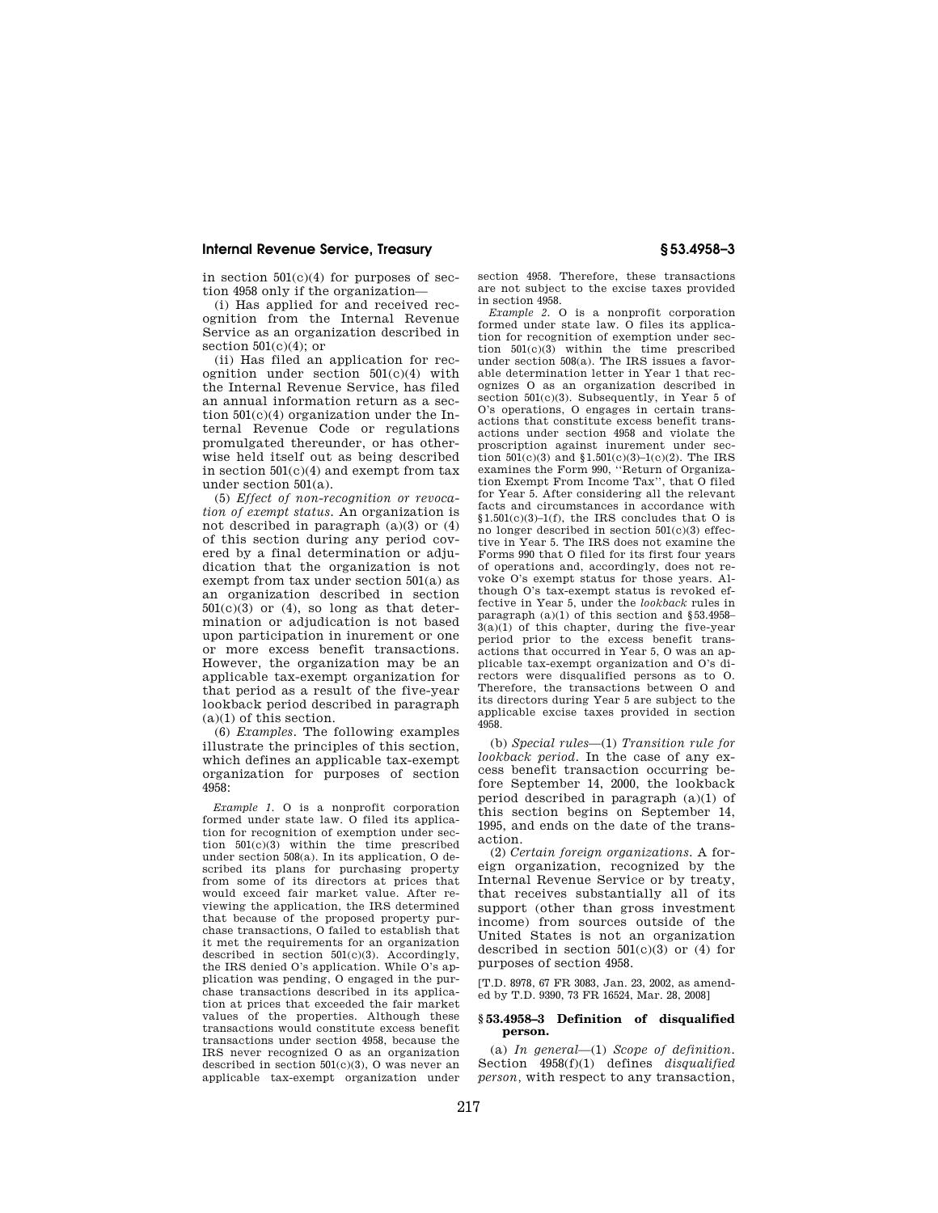in section 501(c)(4) for purposes of section 4958 only if the organization—

(i) Has applied for and received recognition from the Internal Revenue Service as an organization described in section 501(c)(4); or

(ii) Has filed an application for recognition under section 501(c)(4) with the Internal Revenue Service, has filed an annual information return as a section 501(c)(4) organization under the Internal Revenue Code or regulations promulgated thereunder, or has otherwise held itself out as being described in section 501(c)(4) and exempt from tax under section 501(a).

(5) *Effect of non-recognition or revocation of exempt status.* An organization is not described in paragraph (a)(3) or (4) of this section during any period covered by a final determination or adjudication that the organization is not exempt from tax under section 501(a) as an organization described in section 501(c)(3) or (4), so long as that determination or adjudication is not based upon participation in inurement or one or more excess benefit transactions. However, the organization may be an applicable tax-exempt organization for that period as a result of the five-year lookback period described in paragraph (a)(1) of this section.

(6) *Examples.* The following examples illustrate the principles of this section, which defines an applicable tax-exempt organization for purposes of section 4958:

*Example 1.* O is a nonprofit corporation formed under state law. O filed its application for recognition of exemption under section 501(c)(3) within the time prescribed under section 508(a). In its application, O described its plans for purchasing property from some of its directors at prices that would exceed fair market value. After reviewing the application, the IRS determined that because of the proposed property purchase transactions, O failed to establish that it met the requirements for an organization described in section 501(c)(3). Accordingly, the IRS denied O's application. While O's application was pending, O engaged in the purchase transactions described in its application at prices that exceeded the fair market values of the properties. Although these transactions would constitute excess benefit transactions under section 4958, because the IRS never recognized O as an organization described in section 501(c)(3), O was never an applicable tax-exempt organization under section 4958. Therefore, these transactions are not subject to the excise taxes provided in section 4958.

*Example 2.* O is a nonprofit corporation formed under state law. O files its application for recognition of exemption under section 501(c)(3) within the time prescribed under section 508(a). The IRS issues a favorable determination letter in Year 1 that recognizes O as an organization described in section 501(c)(3). Subsequently, in Year 5 of O's operations, O engages in certain transactions that constitute excess benefit transactions under section 4958 and violate the proscription against inurement under section 501(c)(3) and §1.501(c)(3)–1(c)(2). The IRS examines the Form 990, "Return of Organization Exempt From Income Tax", that O filed for Year 5. After considering all the relevant facts and circumstances in accordance with §1.501(c)(3)–1(f), the IRS concludes that O is no longer described in section 501(c)(3) effective in Year 5. The IRS does not examine the Forms 990 that O filed for its first four years of operations and, accordingly, does not revoke O's exempt status for those years. Although O's tax-exempt status is revoked effective in Year 5, under the *lookback* rules in paragraph (a)(1) of this section and §53.4958–3(a)(1) of this chapter, during the five-year period prior to the excess benefit transactions that occurred in Year 5, O was an applicable tax-exempt organization and O's directors were disqualified persons as to O. Therefore, the transactions between O and its directors during Year 5 are subject to the applicable excise taxes provided in section 4958.

(b) *Special rules*—(1) *Transition rule for lookback period.* In the case of any excess benefit transaction occurring before September 14, 2000, the lookback period described in paragraph (a)(1) of this section begins on September 14, 1995, and ends on the date of the transaction.

(2) *Certain foreign organizations.* A foreign organization, recognized by the Internal Revenue Service or by treaty, that receives substantially all of its support (other than gross investment income) from sources outside of the United States is not an organization described in section 501(c)(3) or (4) for purposes of section 4958.

[T.D. 8978, 67 FR 3083, Jan. 23, 2002, as amended by T.D. 9390, 73 FR 16524, Mar. 28, 2008]

## §53.4958–3 Definition of disqualified person.

(a) *In general*—(1) *Scope of definition.* Section 4958(f)(1) defines *disqualified person,* with respect to any transaction,